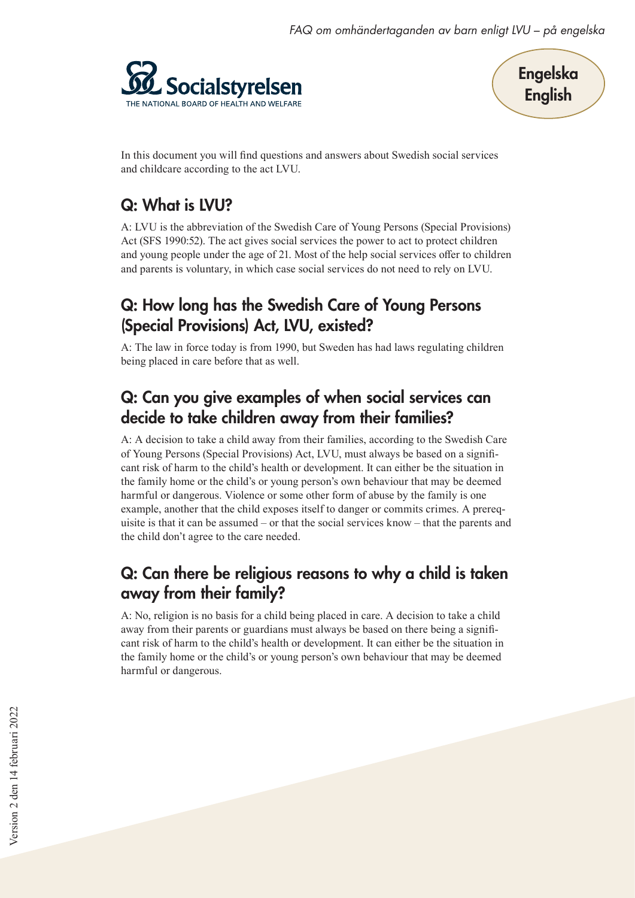In this document you will find questions and answers about Swedish social services and childcare according to the act LVU.

## Q: What is LVU?

A: LVU is the abbreviation of the Swedish Care of Young Persons (Special Provisions) Act (SFS 1990:52). The act gives social services the power to act to protect children and young people under the age of 21. Most of the help social services offer to children and parents is voluntary, in which case social services do not need to rely on LVU.

## Q: How long has the Swedish Care of Young Persons (Special Provisions) Act, LVU, existed?

A: The law in force today is from 1990, but Sweden has had laws regulating children being placed in care before that as well.

## Q: Can you give examples of when social services can decide to take children away from their families?

A: A decision to take a child away from their families, according to the Swedish Care of Young Persons (Special Provisions) Act, LVU, must always be based on a significant risk of harm to the child's health or development. It can either be the situation in the family home or the child's or young person's own behaviour that may be deemed harmful or dangerous. Violence or some other form of abuse by the family is one example, another that the child exposes itself to danger or commits crimes. A prerequisite is that it can be assumed – or that the social services know – that the parents and the child don't agree to the care needed.

## Q: Can there be religious reasons to why a child is taken away from their family?

A: No, religion is no basis for a child being placed in care. A decision to take a child away from their parents or guardians must always be based on there being a significant risk of harm to the child's health or development. It can either be the situation in the family home or the child's or young person's own behaviour that may be deemed harmful or dangerous.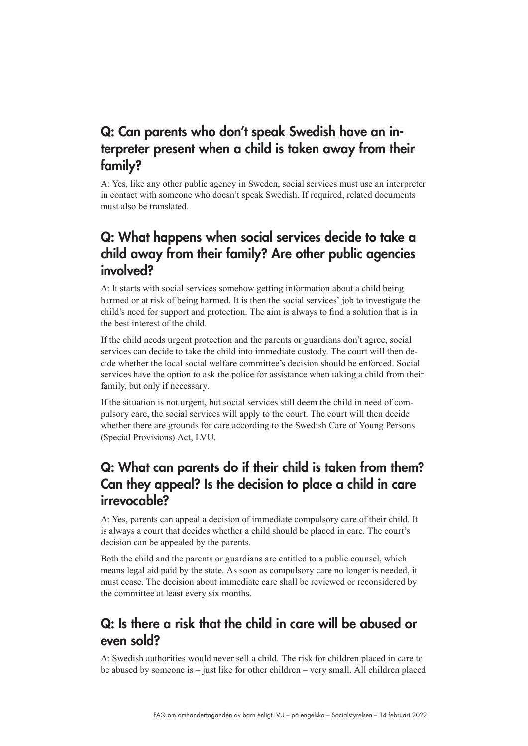## Q: Can parents who don't speak Swedish have an interpreter present when a child is taken away from their family?

A: Yes, like any other public agency in Sweden, social services must use an interpreter in contact with someone who doesn't speak Swedish. If required, related documents must also be translated.

## Q: What happens when social services decide to take a child away from their family? Are other public agencies involved?

A: It starts with social services somehow getting information about a child being harmed or at risk of being harmed. It is then the social services' job to investigate the child's need for support and protection. The aim is always to find a solution that is in the best interest of the child.

If the child needs urgent protection and the parents or guardians don't agree, social services can decide to take the child into immediate custody. The court will then decide whether the local social welfare committee's decision should be enforced. Social services have the option to ask the police for assistance when taking a child from their family, but only if necessary.

If the situation is not urgent, but social services still deem the child in need of compulsory care, the social services will apply to the court. The court will then decide whether there are grounds for care according to the Swedish Care of Young Persons (Special Provisions) Act, LVU.

## Q: What can parents do if their child is taken from them? Can they appeal? Is the decision to place a child in care irrevocable?

A: Yes, parents can appeal a decision of immediate compulsory care of their child. It is always a court that decides whether a child should be placed in care. The court's decision can be appealed by the parents.

Both the child and the parents or guardians are entitled to a public counsel, which means legal aid paid by the state. As soon as compulsory care no longer is needed, it must cease. The decision about immediate care shall be reviewed or reconsidered by the committee at least every six months.

## Q: Is there a risk that the child in care will be abused or even sold?

A: Swedish authorities would never sell a child. The risk for children placed in care to be abused by someone is – just like for other children – very small. All children placed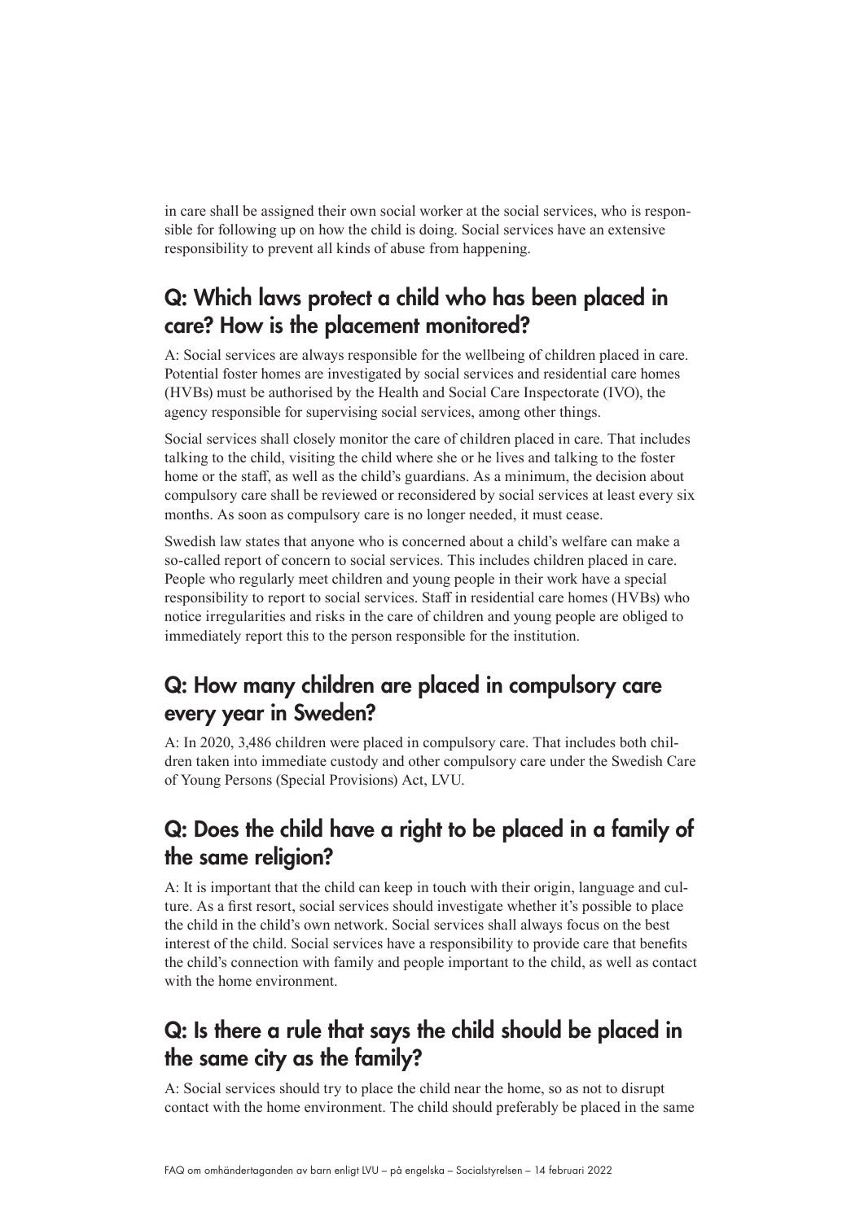in care shall be assigned their own social worker at the social services, who is responsible for following up on how the child is doing. Social services have an extensive responsibility to prevent all kinds of abuse from happening.

## Q: Which laws protect a child who has been placed in care? How is the placement monitored?

A: Social services are always responsible for the wellbeing of children placed in care. Potential foster homes are investigated by social services and residential care homes (HVBs) must be authorised by the Health and Social Care Inspectorate (IVO), the agency responsible for supervising social services, among other things.

Social services shall closely monitor the care of children placed in care. That includes talking to the child, visiting the child where she or he lives and talking to the foster home or the staff, as well as the child's guardians. As a minimum, the decision about compulsory care shall be reviewed or reconsidered by social services at least every six months. As soon as compulsory care is no longer needed, it must cease.

Swedish law states that anyone who is concerned about a child's welfare can make a so-called report of concern to social services. This includes children placed in care. People who regularly meet children and young people in their work have a special responsibility to report to social services. Staff in residential care homes (HVBs) who notice irregularities and risks in the care of children and young people are obliged to immediately report this to the person responsible for the institution.

## Q: How many children are placed in compulsory care every year in Sweden?

A: In 2020, 3,486 children were placed in compulsory care. That includes both children taken into immediate custody and other compulsory care under the Swedish Care of Young Persons (Special Provisions) Act, LVU.

## Q: Does the child have a right to be placed in a family of the same religion?

A: It is important that the child can keep in touch with their origin, language and culture. As a first resort, social services should investigate whether it's possible to place the child in the child's own network. Social services shall always focus on the best interest of the child. Social services have a responsibility to provide care that benefits the child's connection with family and people important to the child, as well as contact with the home environment.

## Q: Is there a rule that says the child should be placed in the same city as the family?

A: Social services should try to place the child near the home, so as not to disrupt contact with the home environment. The child should preferably be placed in the same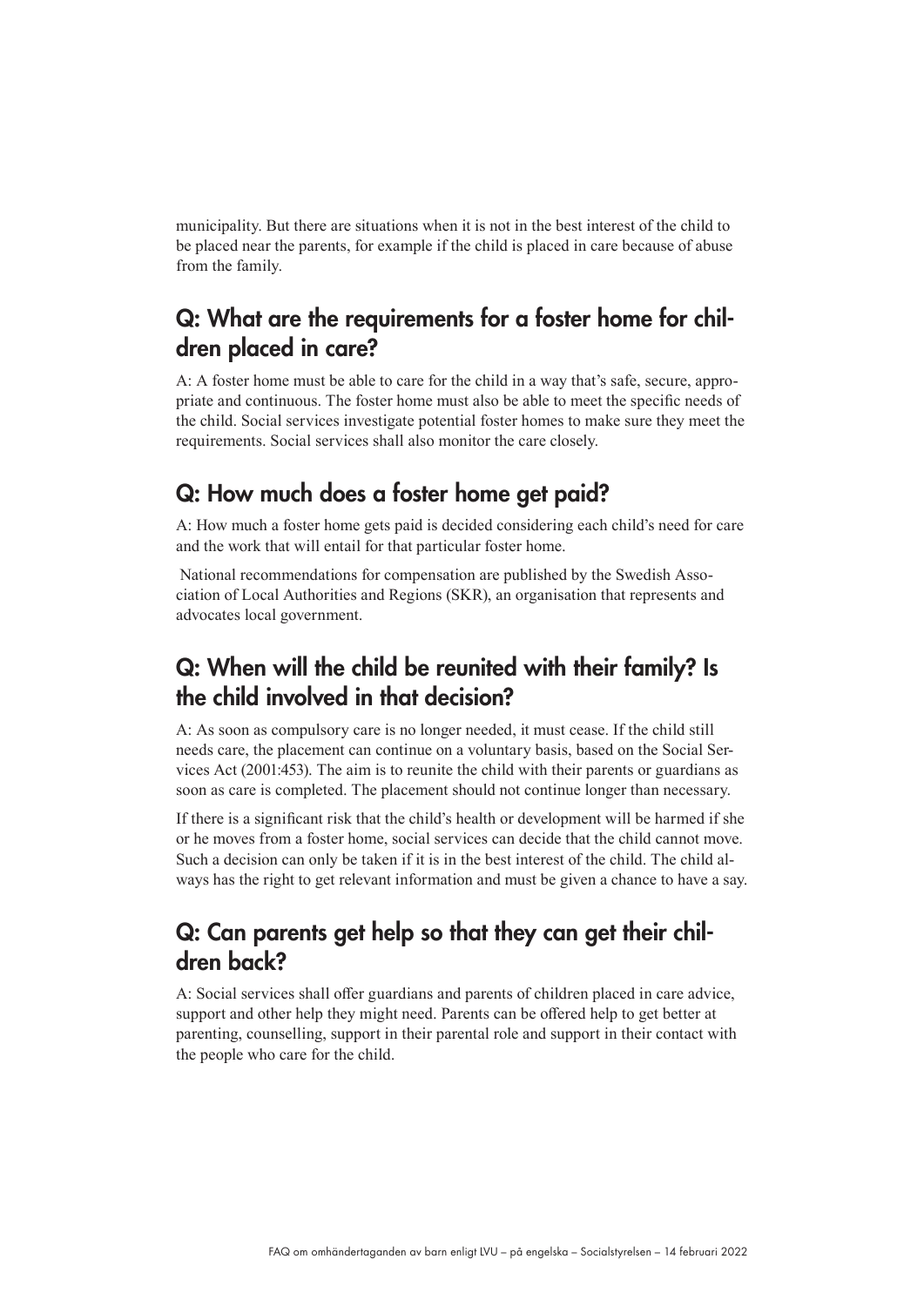municipality. But there are situations when it is not in the best interest of the child to be placed near the parents, for example if the child is placed in care because of abuse from the family.

## Q: What are the requirements for a foster home for children placed in care?

A: A foster home must be able to care for the child in a way that's safe, secure, appropriate and continuous. The foster home must also be able to meet the specific needs of the child. Social services investigate potential foster homes to make sure they meet the requirements. Social services shall also monitor the care closely.

## Q: How much does a foster home get paid?

A: How much a foster home gets paid is decided considering each child's need for care and the work that will entail for that particular foster home.

National recommendations for compensation are published by the Swedish Association of Local Authorities and Regions (SKR), an organisation that represents and advocates local government.

## Q: When will the child be reunited with their family? Is the child involved in that decision?

A: As soon as compulsory care is no longer needed, it must cease. If the child still needs care, the placement can continue on a voluntary basis, based on the Social Services Act (2001:453). The aim is to reunite the child with their parents or guardians as soon as care is completed. The placement should not continue longer than necessary.

If there is a significant risk that the child's health or development will be harmed if she or he moves from a foster home, social services can decide that the child cannot move. Such a decision can only be taken if it is in the best interest of the child. The child always has the right to get relevant information and must be given a chance to have a say.

## Q: Can parents get help so that they can get their children back?

A: Social services shall offer guardians and parents of children placed in care advice, support and other help they might need. Parents can be offered help to get better at parenting, counselling, support in their parental role and support in their contact with the people who care for the child.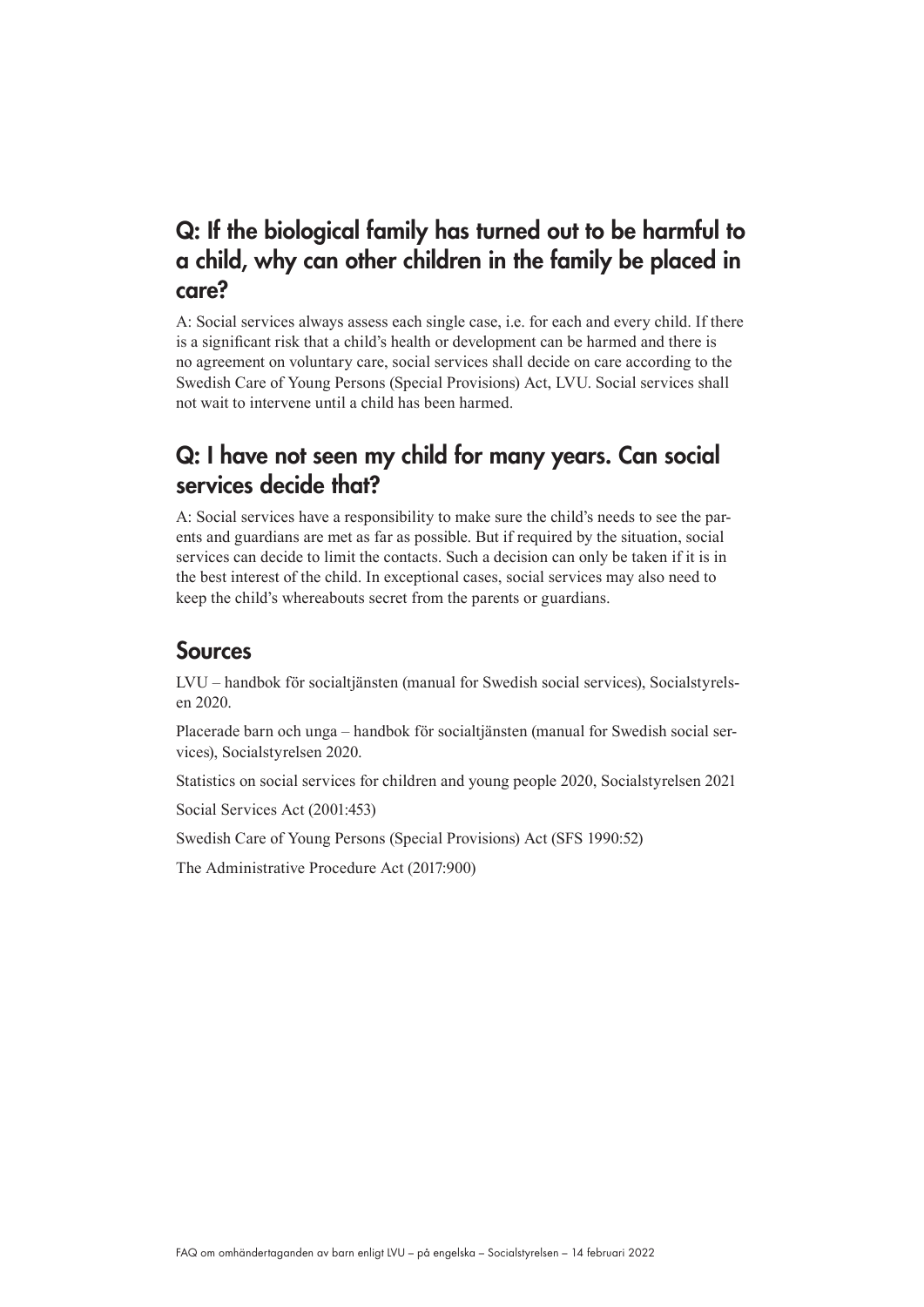## Q: If the biological family has turned out to be harmful to a child, why can other children in the family be placed in care?

A: Social services always assess each single case, i.e. for each and every child. If there is a significant risk that a child's health or development can be harmed and there is no agreement on voluntary care, social services shall decide on care according to the Swedish Care of Young Persons (Special Provisions) Act, LVU. Social services shall not wait to intervene until a child has been harmed.

## Q: I have not seen my child for many years. Can social services decide that?

A: Social services have a responsibility to make sure the child's needs to see the parents and guardians are met as far as possible. But if required by the situation, social services can decide to limit the contacts. Such a decision can only be taken if it is in the best interest of the child. In exceptional cases, social services may also need to keep the child's whereabouts secret from the parents or guardians.

## Sources

LVU – handbok för socialtjänsten (manual for Swedish social services), Socialstyrelsen 2020.

Placerade barn och unga – handbok för socialtjänsten (manual for Swedish social services), Socialstyrelsen 2020.

Statistics on social services for children and young people 2020, Socialstyrelsen 2021

Social Services Act (2001:453)

Swedish Care of Young Persons (Special Provisions) Act (SFS 1990:52)

The Administrative Procedure Act (2017:900)